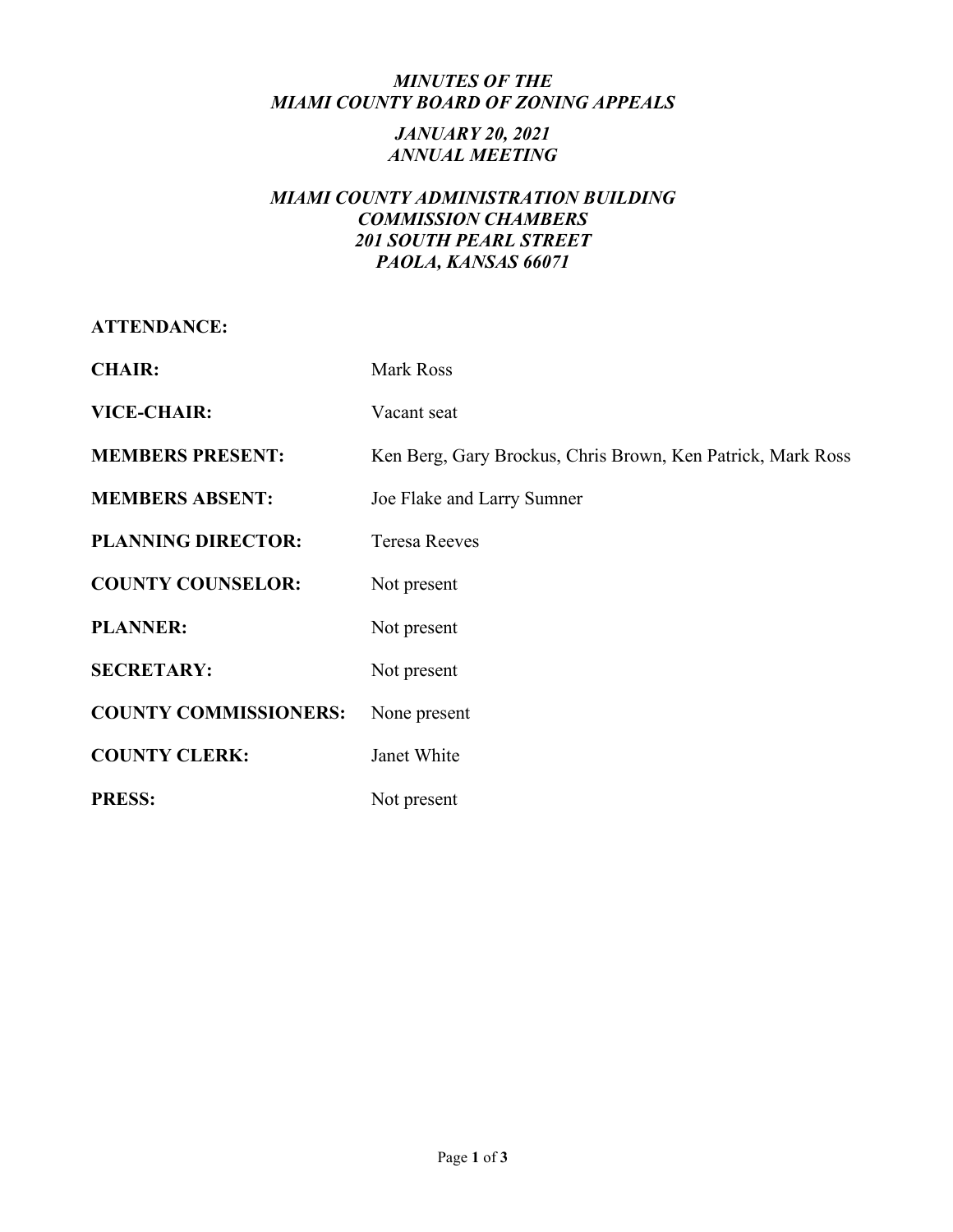# *MINUTES OF THE MIAMI COUNTY BOARD OF ZONING APPEALS*

## *JANUARY 20, 2021*
## *ANNUAL MEETING*

### *MIAMI COUNTY ADMINISTRATION BUILDING*
### *COMMISSION CHAMBERS*
### *201 SOUTH PEARL STREET*
### *PAOLA, KANSAS 66071*

**ATTENDANCE:**

**CHAIR:** Mark Ross

**VICE-CHAIR:** Vacant seat

**MEMBERS PRESENT:** Ken Berg, Gary Brockus, Chris Brown, Ken Patrick, Mark Ross

**MEMBERS ABSENT:** Joe Flake and Larry Sumner

**PLANNING DIRECTOR:** Teresa Reeves

**COUNTY COUNSELOR:** Not present

**PLANNER:** Not present

**SECRETARY:** Not present

**COUNTY COMMISSIONERS:** None present

**COUNTY CLERK:** Janet White

**PRESS:** Not present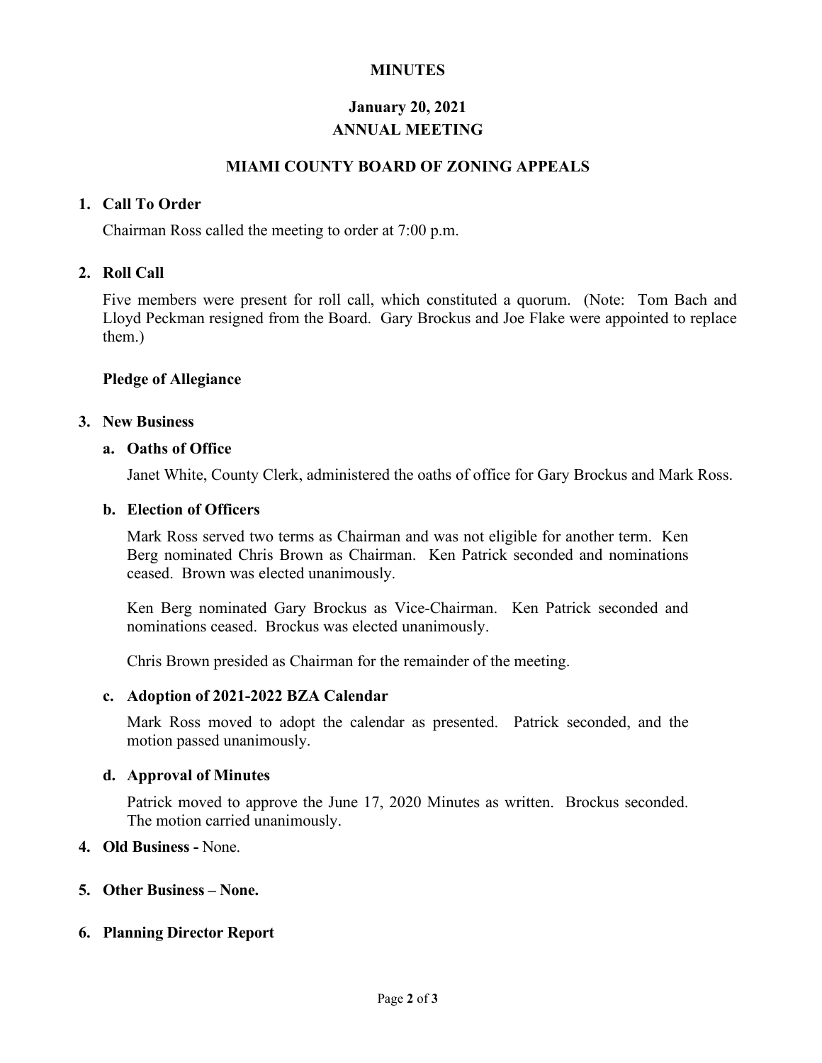**MINUTES**

**January 20, 2021**
**ANNUAL MEETING**

**MIAMI COUNTY BOARD OF ZONING APPEALS**

**1. Call To Order**

Chairman Ross called the meeting to order at 7:00 p.m.

**2. Roll Call**

Five members were present for roll call, which constituted a quorum. (Note: Tom Bach and Lloyd Peckman resigned from the Board. Gary Brockus and Joe Flake were appointed to replace them.)

**Pledge of Allegiance**

**3. New Business**

**a. Oaths of Office**

Janet White, County Clerk, administered the oaths of office for Gary Brockus and Mark Ross.

**b. Election of Officers**

Mark Ross served two terms as Chairman and was not eligible for another term. Ken Berg nominated Chris Brown as Chairman. Ken Patrick seconded and nominations ceased. Brown was elected unanimously.

Ken Berg nominated Gary Brockus as Vice-Chairman. Ken Patrick seconded and nominations ceased. Brockus was elected unanimously.

Chris Brown presided as Chairman for the remainder of the meeting.

**c. Adoption of 2021-2022 BZA Calendar**

Mark Ross moved to adopt the calendar as presented. Patrick seconded, and the motion passed unanimously.

**d. Approval of Minutes**

Patrick moved to approve the June 17, 2020 Minutes as written. Brockus seconded. The motion carried unanimously.

**4. Old Business -** None.

**5. Other Business – None.**

**6. Planning Director Report**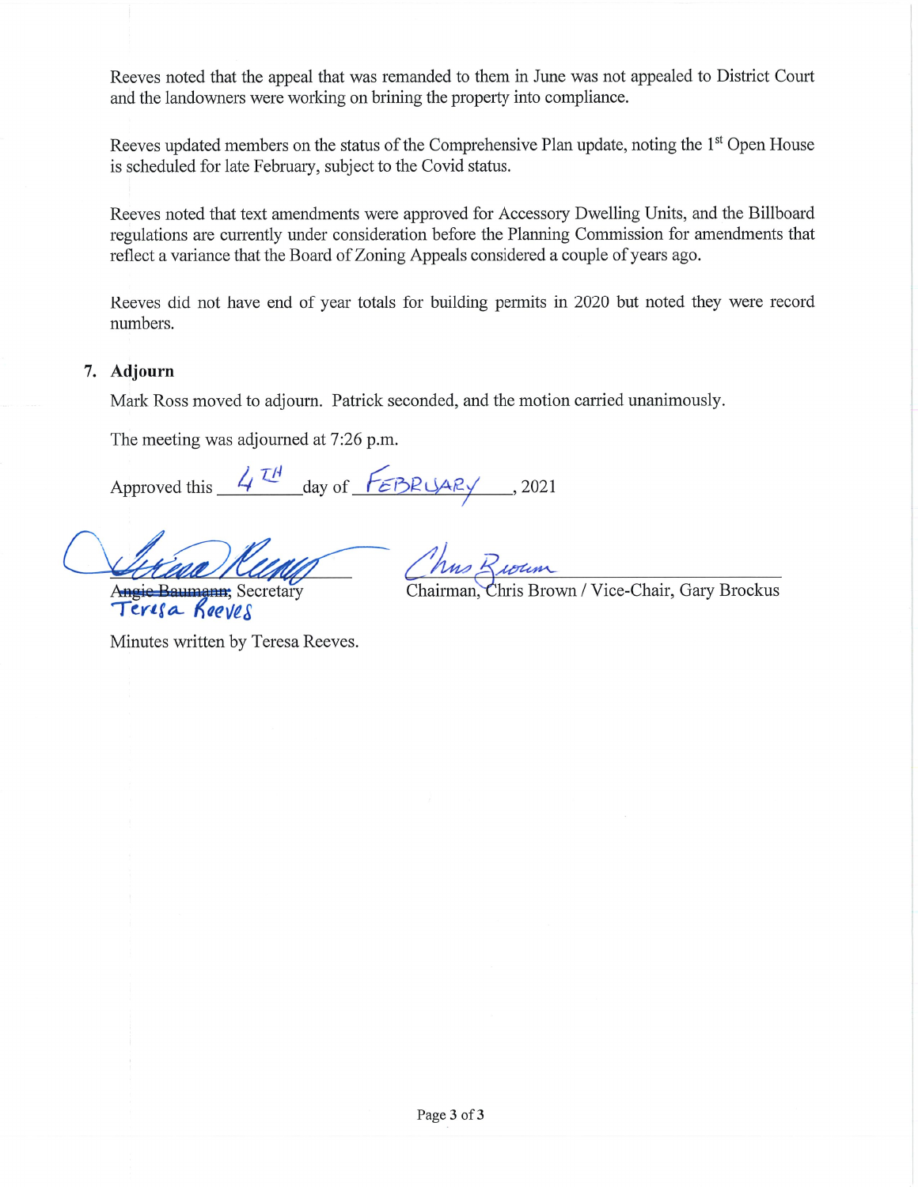Reeves noted that the appeal that was remanded to them in June was not appealed to District Court and the landowners were working on brining the property into compliance.

Reeves updated members on the status of the Comprehensive Plan update, noting the 1st Open House is scheduled for late February, subject to the Covid status.

Reeves noted that text amendments were approved for Accessory Dwelling Units, and the Billboard regulations are currently under consideration before the Planning Commission for amendments that reflect a variance that the Board of Zoning Appeals considered a couple of years ago.

Reeves did not have end of year totals for building permits in 2020 but noted they were record numbers.

## 7. Adjourn

Mark Ross moved to adjourn. Patrick seconded, and the motion carried unanimously.

The meeting was adjourned at 7:26 p.m.

Approved this 4TH day of FEBRUARY, 2021

~~Angie Baumann~~, Secretary
Teresa Reeves

Chairman, Chris Brown / Vice-Chair, Gary Brockus

Minutes written by Teresa Reeves.